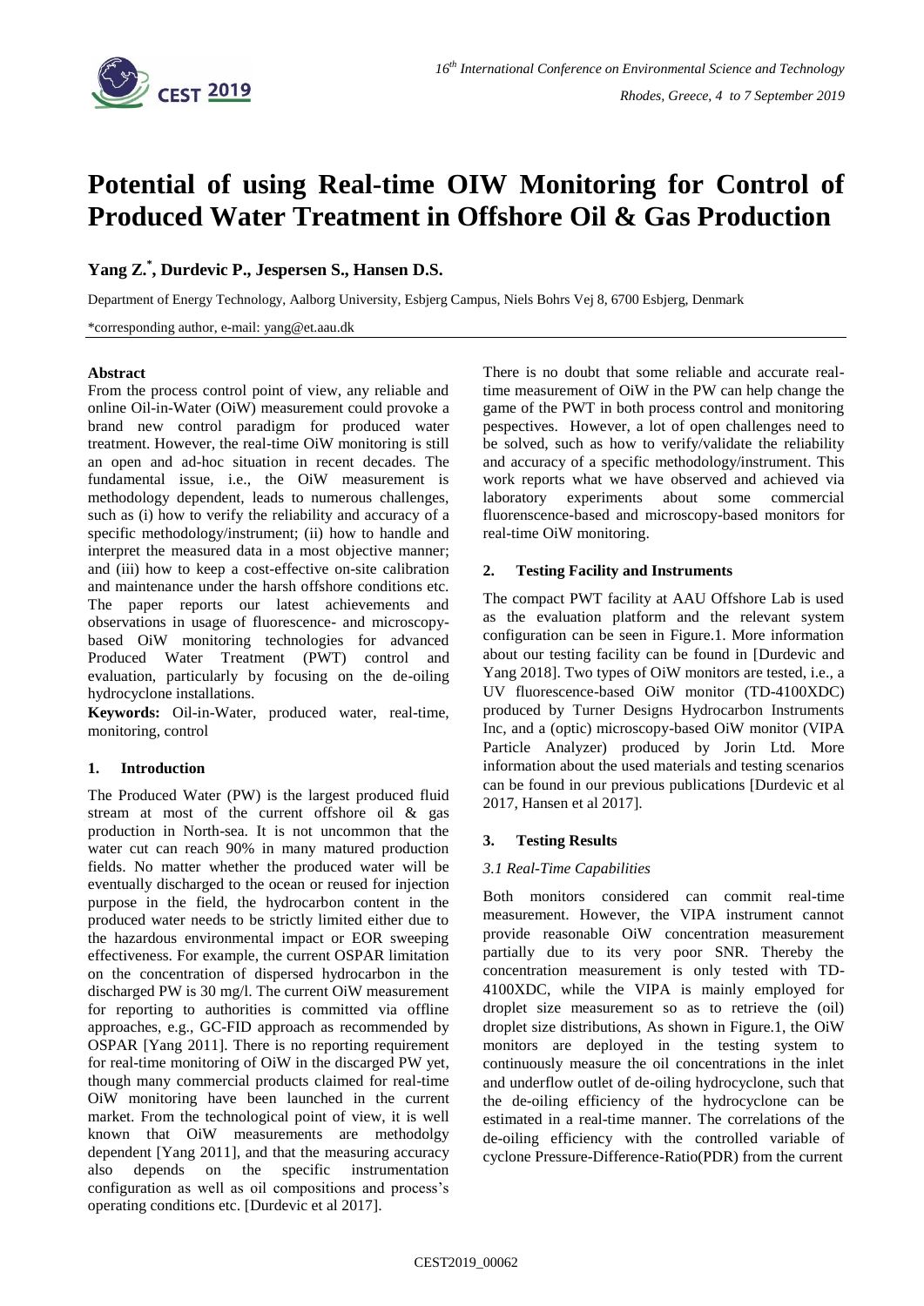# Potential of using Real-time OIW Monitoring for Control of Produced Water Treatment in Offshore Oil & Gas Production

**Yang Z.*, Durdevic P., Jespersen S., Hansen D.S.**

Department of Energy Technology, Aalborg University, Esbjerg Campus, Niels Bohrs Vej 8, 6700 Esbjerg, Denmark

*corresponding author, e-mail: yang@et.aau.dk

### Abstract

From the process control point of view, any reliable and online Oil-in-Water (OiW) measurement could provoke a brand new control paradigm for produced water treatment. However, the real-time OiW monitoring is still an open and ad-hoc situation in recent decades. The fundamental issue, i.e., the OiW measurement is methodology dependent, leads to numerous challenges, such as (i) how to verify the reliability and accuracy of a specific methodology/instrument; (ii) how to handle and interpret the measured data in a most objective manner; and (iii) how to keep a cost-effective on-site calibration and maintenance under the harsh offshore conditions etc. The paper reports our latest achievements and observations in usage of fluorescence- and microscopy-based OiW monitoring technologies for advanced Produced Water Treatment (PWT) control and evaluation, particularly by focusing on the de-oiling hydrocyclone installations.

**Keywords:** Oil-in-Water, produced water, real-time, monitoring, control

## 1. Introduction

The Produced Water (PW) is the largest produced fluid stream at most of the current offshore oil & gas production in North-sea. It is not uncommon that the water cut can reach 90% in many matured production fields. No matter whether the produced water will be eventually discharged to the ocean or reused for injection purpose in the field, the hydrocarbon content in the produced water needs to be strictly limited either due to the hazardous environmental impact or EOR sweeping effectiveness. For example, the current OSPAR limitation on the concentration of dispersed hydrocarbon in the discharged PW is 30 mg/l. The current OiW measurement for reporting to authorities is committed via offline approaches, e.g., GC-FID approach as recommended by OSPAR [Yang 2011]. There is no reporting requirement for real-time monitoring of OiW in the discarged PW yet, though many commercial products claimed for real-time OiW monitoring have been launched in the current market. From the technological point of view, it is well known that OiW measurements are methodolgy dependent [Yang 2011], and that the measuring accuracy also depends on the specific instrumentation configuration as well as oil compositions and process's operating conditions etc. [Durdevic et al 2017].

There is no doubt that some reliable and accurate real-time measurement of OiW in the PW can help change the game of the PWT in both process control and monitoring pespectives. However, a lot of open challenges need to be solved, such as how to verify/validate the reliability and accuracy of a specific methodology/instrument. This work reports what we have observed and achieved via laboratory experiments about some commercial fluorenscence-based and microscopy-based monitors for real-time OiW monitoring.

## 2. Testing Facility and Instruments

The compact PWT facility at AAU Offshore Lab is used as the evaluation platform and the relevant system configuration can be seen in Figure.1. More information about our testing facility can be found in [Durdevic and Yang 2018]. Two types of OiW monitors are tested, i.e., a UV fluorescence-based OiW monitor (TD-4100XDC) produced by Turner Designs Hydrocarbon Instruments Inc, and a (optic) microscopy-based OiW monitor (VIPA Particle Analyzer) produced by Jorin Ltd. More information about the used materials and testing scenarios can be found in our previous publications [Durdevic et al 2017, Hansen et al 2017].

## 3. Testing Results

### *3.1 Real-Time Capabilities*

Both monitors considered can commit real-time measurement. However, the VIPA instrument cannot provide reasonable OiW concentration measurement partially due to its very poor SNR. Thereby the concentration measurement is only tested with TD-4100XDC, while the VIPA is mainly employed for droplet size measurement so as to retrieve the (oil) droplet size distributions, As shown in Figure.1, the OiW monitors are deployed in the testing system to continuously measure the oil concentrations in the inlet and underflow outlet of de-oiling hydrocyclone, such that the de-oiling efficiency of the hydrocyclone can be estimated in a real-time manner. The correlations of the de-oiling efficiency with the controlled variable of cyclone Pressure-Difference-Ratio(PDR) from the current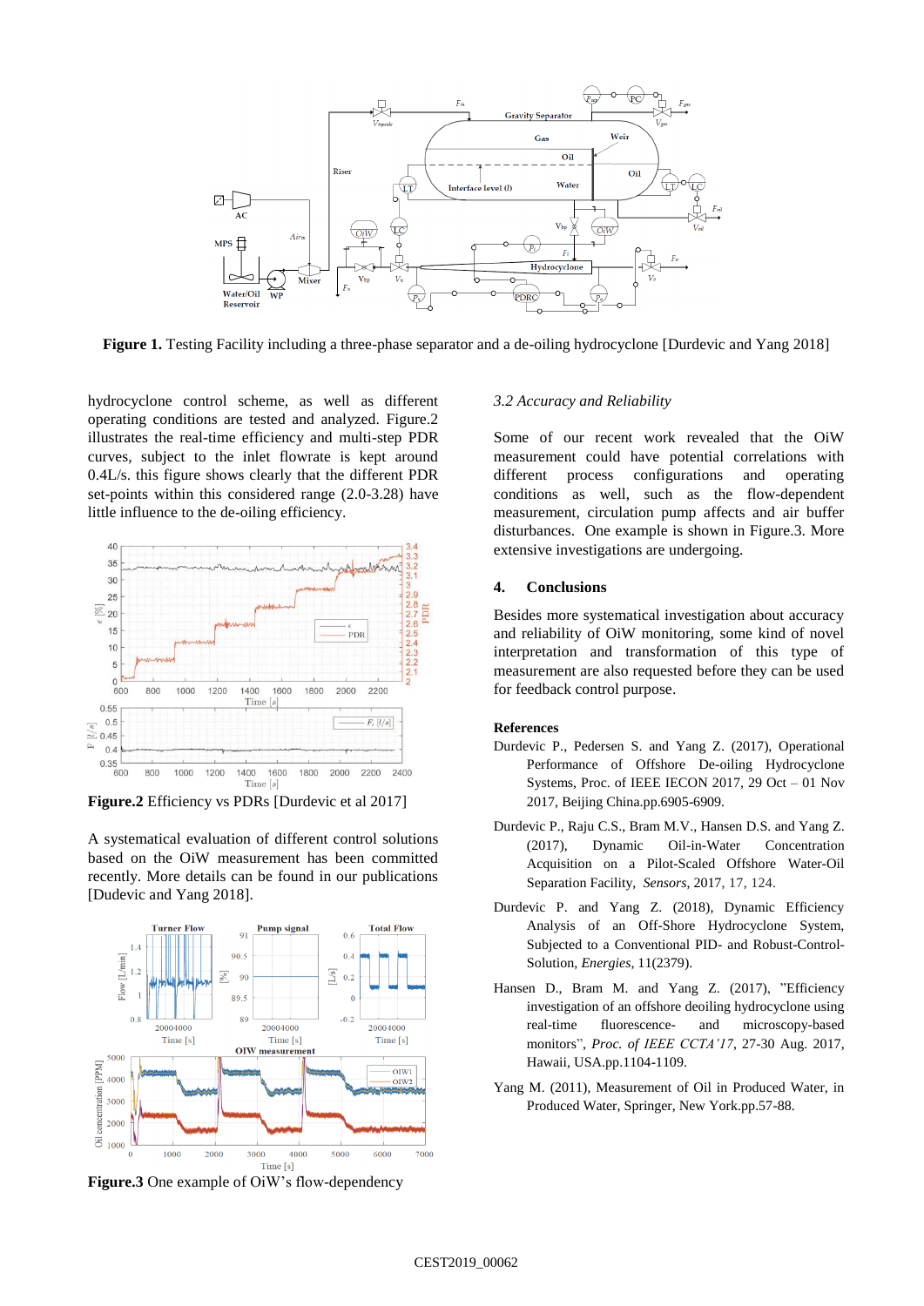Figure 1. Testing Facility including a three-phase separator and a de-oiling hydrocyclone [Durdevic and Yang 2018]

hydrocyclone control scheme, as well as different operating conditions are tested and analyzed. Figure.2 illustrates the real-time efficiency and multi-step PDR curves, subject to the inlet flowrate is kept around 0.4L/s. this figure shows clearly that the different PDR set-points within this considered range (2.0-3.28) have little influence to the de-oiling efficiency.

**Figure.2** Efficiency vs PDRs [Durdevic et al 2017]

A systematical evaluation of different control solutions based on the OiW measurement has been committed recently. More details can be found in our publications [Dudevic and Yang 2018].

**Figure.3** One example of OiW's flow-dependency

*3.2 Accuracy and Reliability*

Some of our recent work revealed that the OiW measurement could have potential correlations with different process configurations and operating conditions as well, such as the flow-dependent measurement, circulation pump affects and air buffer disturbances. One example is shown in Figure.3. More extensive investigations are undergoing.

## 4. Conclusions

Besides more systematical investigation about accuracy and reliability of OiW monitoring, some kind of novel interpretation and transformation of this type of measurement are also requested before they can be used for feedback control purpose.

**References**

Durdevic P., Pedersen S. and Yang Z. (2017), Operational Performance of Offshore De-oiling Hydrocyclone Systems, Proc. of IEEE IECON 2017, 29 Oct – 01 Nov 2017, Beijing China.pp.6905-6909.

Durdevic P., Raju C.S., Bram M.V., Hansen D.S. and Yang Z. (2017), Dynamic Oil-in-Water Concentration Acquisition on a Pilot-Scaled Offshore Water-Oil Separation Facility, *Sensors*, 2017, 17, 124.

Durdevic P. and Yang Z. (2018), Dynamic Efficiency Analysis of an Off-Shore Hydrocyclone System, Subjected to a Conventional PID- and Robust-Control-Solution, *Energies*, 11(2379).

Hansen D., Bram M. and Yang Z. (2017), "Efficiency investigation of an offshore deoiling hydrocyclone using real-time fluorescence- and microscopy-based monitors", *Proc. of IEEE CCTA'17*, 27-30 Aug. 2017, Hawaii, USA.pp.1104-1109.

Yang M. (2011), Measurement of Oil in Produced Water, in Produced Water, Springer, New York.pp.57-88.